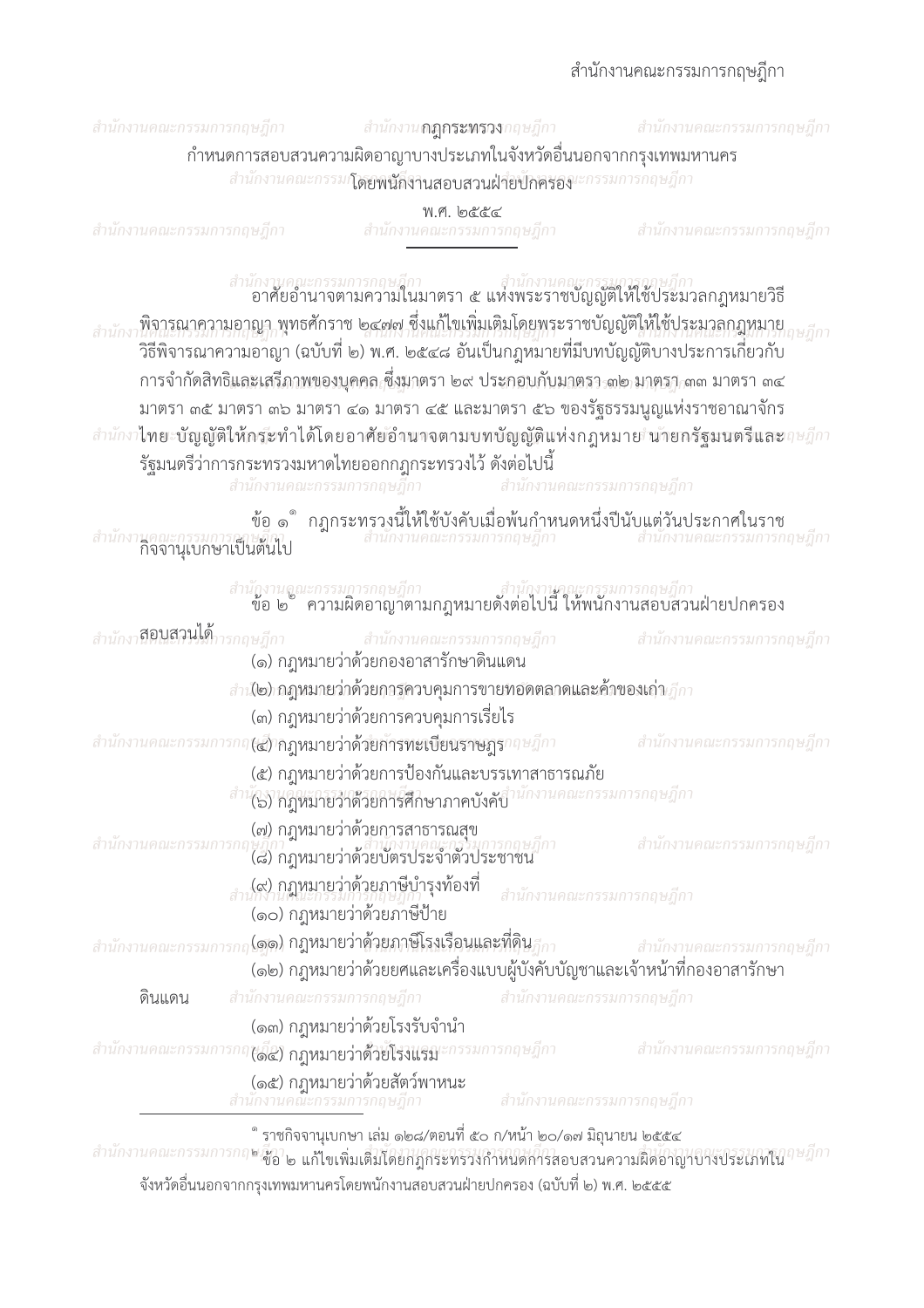กฎกระทรวง

กำหนดการสอบสวนความผิดอาญาบางประเภทในจังหวัดอื่นนอกจากกรุงเทพมหานคร
โดยพนักงานสอบสวนฝ่ายปกครอง

พ.ศ. ๒๕๕๔

---

อาศัยอำนาจตามความในมาตรา ๕ แห่งพระราชบัญญัติให้ใช้ประมวลกฎหมายวิธีพิจารณาความอาญา พุทธศักราช ๒๔๗๗ ซึ่งแก้ไขเพิ่มเติมโดยพระราชบัญญัติให้ใช้ประมวลกฎหมายวิธีพิจารณาความอาญา (ฉบับที่ ๒) พ.ศ. ๒๕๔๘ อันเป็นกฎหมายที่มีบทบัญญัติบางประการเกี่ยวกับการจำกัดสิทธิและเสรีภาพของบุคคล ซึ่งมาตรา ๒๙ ประกอบกับมาตรา ๓๒ มาตรา ๓๓ มาตรา ๓๔ มาตรา ๓๕ มาตรา ๓๖ มาตรา ๔๑ มาตรา ๔๕ และมาตรา ๕๖ ของรัฐธรรมนูญแห่งราชอาณาจักรไทย บัญญัติให้กระทำได้โดยอาศัยอำนาจตามบทบัญญัติแห่งกฎหมาย นายกรัฐมนตรีและรัฐมนตรีว่าการกระทรวงมหาดไทยออกกฎกระทรวงไว้ ดังต่อไปนี้

ข้อ ๑[๑] กฎกระทรวงนี้ให้ใช้บังคับเมื่อพ้นกำหนดหนึ่งปีนับแต่วันประกาศในราชกิจจานุเบกษาเป็นต้นไป

ข้อ ๒[๒] ความผิดอาญาตามกฎหมายดังต่อไปนี้ ให้พนักงานสอบสวนฝ่ายปกครองสอบสวนได้

(๑) กฎหมายว่าด้วยกองอาสารักษาดินแดน

(๒) กฎหมายว่าด้วยการควบคุมการขายทอดตลาดและค้าของเก่า

(๓) กฎหมายว่าด้วยการควบคุมการเรี่ยไร

(๔) กฎหมายว่าด้วยการทะเบียนราษฎร

(๕) กฎหมายว่าด้วยการป้องกันและบรรเทาสาธารณภัย

(๖) กฎหมายว่าด้วยการศึกษาภาคบังคับ

(๗) กฎหมายว่าด้วยการสาธารณสุข

(๘) กฎหมายว่าด้วยบัตรประจำตัวประชาชน

(๙) กฎหมายว่าด้วยภาษีบำรุงท้องที่

(๑๐) กฎหมายว่าด้วยภาษีป้าย

(๑๑) กฎหมายว่าด้วยภาษีโรงเรือนและที่ดิน

(๑๒) กฎหมายว่าด้วยยศและเครื่องแบบผู้บังคับบัญชาและเจ้าหน้าที่กองอาสารักษาดินแดน

(๑๓) กฎหมายว่าด้วยโรงรับจำนำ

(๑๔) กฎหมายว่าด้วยโรงแรม

(๑๕) กฎหมายว่าด้วยสัตว์พาหนะ

---

[๑] ราชกิจจานุเบกษา เล่ม ๑๒๘/ตอนที่ ๕๐ ก/หน้า ๒๐/๑๗ มิถุนายน ๒๕๕๔

[๒] ข้อ ๒ แก้ไขเพิ่มเติมโดยกฎกระทรวงกำหนดการสอบสวนความผิดอาญาบางประเภทในจังหวัดอื่นนอกจากกรุงเทพมหานครโดยพนักงานสอบสวนฝ่ายปกครอง (ฉบับที่ ๒) พ.ศ. ๒๕๕๕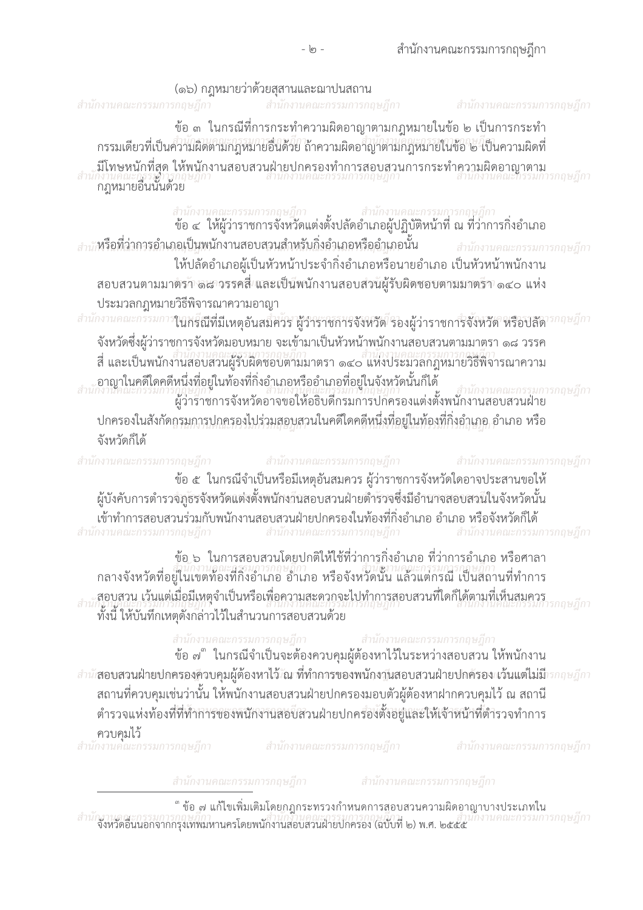(๑๖) กฎหมายว่าด้วยสุสานและฌาปนสถาน

ข้อ ๓ ในกรณีที่การกระทำความผิดอาญาตามกฎหมายในข้อ ๒ เป็นการกระทำกรรมเดียวที่เป็นความผิดตามกฎหมายอื่นด้วย ถ้าความผิดอาญาตามกฎหมายในข้อ ๒ เป็นความผิดที่มีโทษหนักที่สุด ให้พนักงานสอบสวนฝ่ายปกครองทำการสอบสวนการกระทำความผิดอาญาตามกฎหมายอื่นนั้นด้วย

ข้อ ๔ ให้ผู้ว่าราชการจังหวัดแต่งตั้งปลัดอำเภอผู้ปฏิบัติหน้าที่ ณ ที่ว่าการกิ่งอำเภอหรือที่ว่าการอำเภอเป็นพนักงานสอบสวนสำหรับกิ่งอำเภอหรืออำเภอนั้น

ให้ปลัดอำเภอผู้เป็นหัวหน้าประจำกิ่งอำเภอหรือนายอำเภอ เป็นหัวหน้าพนักงานสอบสวนตามมาตรา ๑๘ วรรคสี่ และเป็นพนักงานสอบสวนผู้รับผิดชอบตามมาตรา ๑๔๐ แห่งประมวลกฎหมายวิธีพิจารณาความอาญา

ในกรณีที่มีเหตุอันสมควร ผู้ว่าราชการจังหวัด รองผู้ว่าราชการจังหวัด หรือปลัดจังหวัดซึ่งผู้ว่าราชการจังหวัดมอบหมาย จะเข้ามาเป็นหัวหน้าพนักงานสอบสวนตามมาตรา ๑๘ วรรคสี่ และเป็นพนักงานสอบสวนผู้รับผิดชอบตามมาตรา ๑๔๐ แห่งประมวลกฎหมายวิธีพิจารณาความอาญาในคดีใดคดีหนึ่งที่อยู่ในท้องที่กิ่งอำเภอหรืออำเภอที่อยู่ในจังหวัดนั้นก็ได้

ผู้ว่าราชการจังหวัดอาจขอให้อธิบดีกรมการปกครองแต่งตั้งพนักงานสอบสวนฝ่ายปกครองในสังกัดกรมการปกครองไปร่วมสอบสวนในคดีใดคดีหนึ่งที่อยู่ในท้องที่กิ่งอำเภอ อำเภอ หรือจังหวัดก็ได้

ข้อ ๕ ในกรณีจำเป็นหรือมีเหตุอันสมควร ผู้ว่าราชการจังหวัดใดอาจประสานขอให้ผู้บังคับการตำรวจภูธรจังหวัดแต่งตั้งพนักงานสอบสวนฝ่ายตำรวจซึ่งมีอำนาจสอบสวนในจังหวัดนั้นเข้าทำการสอบสวนร่วมกับพนักงานสอบสวนฝ่ายปกครองในท้องที่กิ่งอำเภอ อำเภอ หรือจังหวัดก็ได้

ข้อ ๖ ในการสอบสวนโดยปกติให้ใช้ที่ว่าการกิ่งอำเภอ ที่ว่าการอำเภอ หรือศาลากลางจังหวัดที่อยู่ในเขตท้องที่กิ่งอำเภอ อำเภอ หรือจังหวัดนั้น แล้วแต่กรณี เป็นสถานที่ทำการสอบสวน เว้นแต่เมื่อมีเหตุจำเป็นหรือเพื่อความสะดวกจะไปทำการสอบสวนที่ใดก็ได้ตามที่เห็นสมควร ทั้งนี้ ให้บันทึกเหตุดังกล่าวไว้ในสำนวนการสอบสวนด้วย

ข้อ ๗[๓] ในกรณีจำเป็นจะต้องควบคุมผู้ต้องหาไว้ในระหว่างสอบสวน ให้พนักงานสอบสวนฝ่ายปกครองควบคุมผู้ต้องหาไว้ ณ ที่ทำการของพนักงานสอบสวนฝ่ายปกครอง เว้นแต่ไม่มีสถานที่ควบคุมเช่นว่านั้น ให้พนักงานสอบสวนฝ่ายปกครองมอบตัวผู้ต้องหาฝากควบคุมไว้ ณ สถานีตำรวจแห่งท้องที่ที่ทำการของพนักงานสอบสวนฝ่ายปกครองตั้งอยู่และให้เจ้าหน้าที่ตำรวจทำการควบคุมไว้

---

[๓] ข้อ ๗ แก้ไขเพิ่มเติมโดยกฎกระทรวงกำหนดการสอบสวนความผิดอาญาบางประเภทในจังหวัดอื่นนอกจากกรุงเทพมหานครโดยพนักงานสอบสวนฝ่ายปกครอง (ฉบับที่ ๒) พ.ศ. ๒๕๕๕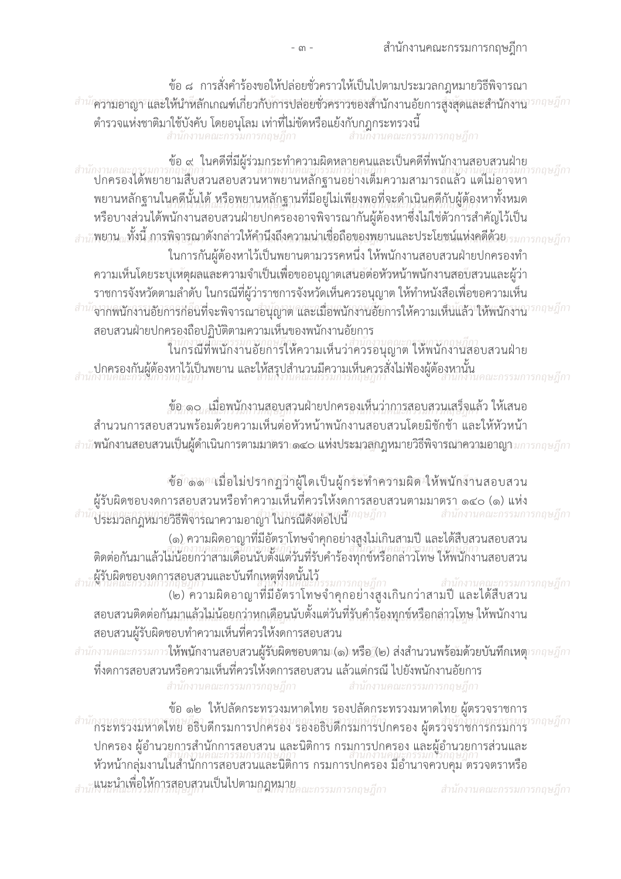ข้อ ๘ การสั่งคำร้องขอให้ปล่อยชั่วคราวให้เป็นไปตามประมวลกฎหมายวิธีพิจารณาความอาญา และให้นำหลักเกณฑ์เกี่ยวกับการปล่อยชั่วคราวของสำนักงานอัยการสูงสุดและสำนักงานตำรวจแห่งชาติมาใช้บังคับ โดยอนุโลม เท่าที่ไม่ขัดหรือแย้งกับกฎกระทรวงนี้

ข้อ ๙ ในคดีที่มีผู้ร่วมกระทำความผิดหลายคนและเป็นคดีที่พนักงานสอบสวนฝ่ายปกครองได้พยายามสืบสวนสอบสวนหาพยานหลักฐานอย่างเต็มความสามารถแล้ว แต่ไม่อาจหาพยานหลักฐานในคดีนั้นได้ หรือพยานหลักฐานที่มีอยู่ไม่เพียงพอที่จะดำเนินคดีกับผู้ต้องหาทั้งหมดหรือบางส่วนได้พนักงานสอบสวนฝ่ายปกครองอาจพิจารณากันผู้ต้องหาซึ่งไม่ใช่ตัวการสำคัญไว้เป็นพยาน ทั้งนี้ การพิจารณาดังกล่าวให้คำนึงถึงความน่าเชื่อถือของพยานและประโยชน์แห่งคดีด้วย

ในการกันผู้ต้องหาไว้เป็นพยานตามวรรคหนึ่ง ให้พนักงานสอบสวนฝ่ายปกครองทำความเห็นโดยระบุเหตุผลและความจำเป็นเพื่อขออนุญาตเสนอต่อหัวหน้าพนักงานสอบสวนและผู้ว่าราชการจังหวัดตามลำดับ ในกรณีที่ผู้ว่าราชการจังหวัดเห็นควรอนุญาต ให้ทำหนังสือเพื่อขอความเห็นจากพนักงานอัยการก่อนที่จะพิจารณาอนุญาต และเมื่อพนักงานอัยการให้ความเห็นแล้ว ให้พนักงานสอบสวนฝ่ายปกครองถือปฏิบัติตามความเห็นของพนักงานอัยการ

ในกรณีที่พนักงานอัยการให้ความเห็นว่าควรอนุญาต ให้พนักงานสอบสวนฝ่ายปกครองกันผู้ต้องหาไว้เป็นพยาน และให้สรุปสำนวนมีความเห็นควรสั่งไม่ฟ้องผู้ต้องหานั้น

ข้อ ๑๐ เมื่อพนักงานสอบสวนฝ่ายปกครองเห็นว่าการสอบสวนเสร็จแล้ว ให้เสนอสำนวนการสอบสวนพร้อมด้วยความเห็นต่อหัวหน้าพนักงานสอบสวนโดยมิชักช้า และให้หัวหน้าพนักงานสอบสวนเป็นผู้ดำเนินการตามมาตรา ๑๔๐ แห่งประมวลกฎหมายวิธีพิจารณาความอาญา

ข้อ ๑๑ เมื่อไม่ปรากฏว่าผู้ใดเป็นผู้กระทำความผิด ให้พนักงานสอบสวนผู้รับผิดชอบงดการสอบสวนหรือทำความเห็นที่ควรให้งดการสอบสวนตามมาตรา ๑๔๐ (๑) แห่งประมวลกฎหมายวิธีพิจารณาความอาญา ในกรณีดังต่อไปนี้

(๑) ความผิดอาญาที่มีอัตราโทษจำคุกอย่างสูงไม่เกินสามปี และได้สืบสวนสอบสวนติดต่อกันมาแล้วไม่น้อยกว่าสามเดือนนับตั้งแต่วันที่รับคำร้องทุกข์หรือกล่าวโทษ ให้พนักงานสอบสวนผู้รับผิดชอบงดการสอบสวนและบันทึกเหตุที่งดนั้นไว้

(๒) ความผิดอาญาที่มีอัตราโทษจำคุกอย่างสูงเกินกว่าสามปี และได้สืบสวนสอบสวนติดต่อกันมาแล้วไม่น้อยกว่าหกเดือนนับตั้งแต่วันที่รับคำร้องทุกข์หรือกล่าวโทษ ให้พนักงานสอบสวนผู้รับผิดชอบทำความเห็นที่ควรให้งดการสอบสวน

ให้พนักงานสอบสวนผู้รับผิดชอบตาม (๑) หรือ (๒) ส่งสำนวนพร้อมด้วยบันทึกเหตุที่งดการสอบสวนหรือความเห็นที่ควรให้งดการสอบสวน แล้วแต่กรณี ไปยังพนักงานอัยการ

ข้อ ๑๒ ให้ปลัดกระทรวงมหาดไทย รองปลัดกระทรวงมหาดไทย ผู้ตรวจราชการกระทรวงมหาดไทย อธิบดีกรมการปกครอง รองอธิบดีกรมการปกครอง ผู้ตรวจราชการกรมการปกครอง ผู้อำนวยการสำนักการสอบสวน และนิติการ กรมการปกครอง และผู้อำนวยการส่วนและหัวหน้ากลุ่มงานในสำนักการสอบสวนและนิติการ กรมการปกครอง มีอำนาจควบคุม ตรวจตราหรือแนะนำเพื่อให้การสอบสวนเป็นไปตามกฎหมาย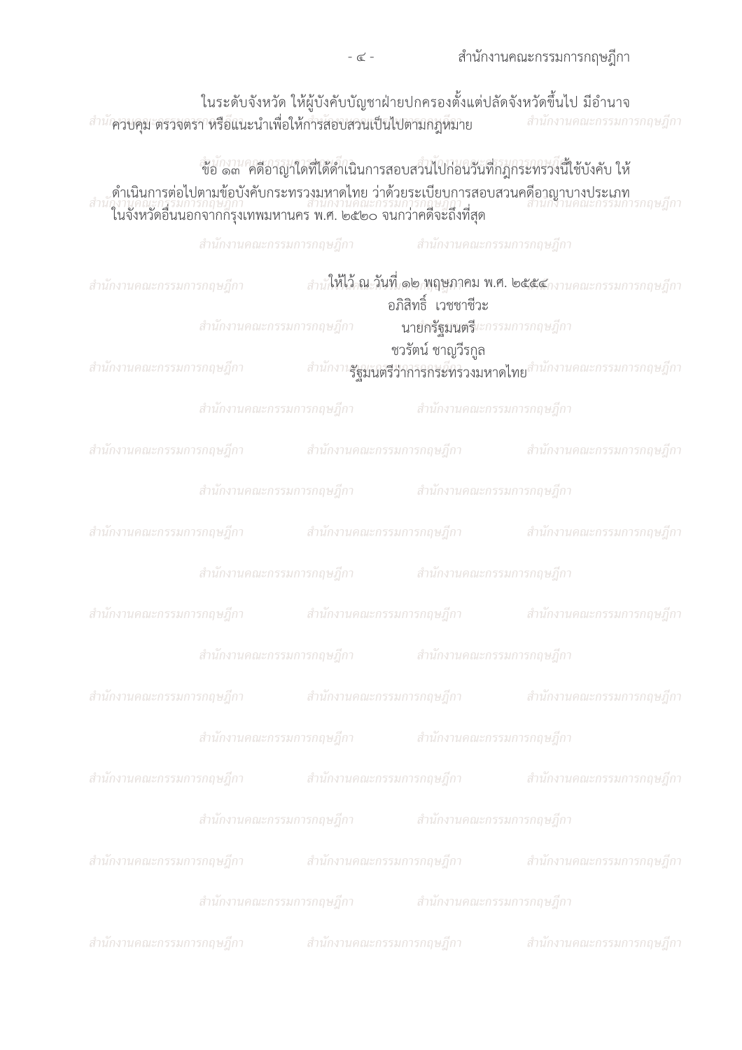ในระดับจังหวัด ให้ผู้บังคับบัญชาฝ่ายปกครองตั้งแต่ปลัดจังหวัดขึ้นไป มีอำนาจควบคุม ตรวจตรา หรือแนะนำเพื่อให้การสอบสวนเป็นไปตามกฎหมาย

ข้อ ๑๓ คดีอาญาใดที่ได้ดำเนินการสอบสวนไปก่อนวันที่กฎกระทรวงนี้ใช้บังคับ ให้ดำเนินการต่อไปตามข้อบังคับกระทรวงมหาดไทย ว่าด้วยระเบียบการสอบสวนคดีอาญาบางประเภทในจังหวัดอื่นนอกจากกรุงเทพมหานคร พ.ศ. ๒๕๒๐ จนกว่าคดีจะถึงที่สุด

ให้ไว้ ณ วันที่ ๑๒ พฤษภาคม พ.ศ. ๒๕๕๔

อภิสิทธิ์ เวชชาชีวะ

นายกรัฐมนตรี

ชวรัตน์ ชาญวีรกูล

รัฐมนตรีว่าการกระทรวงมหาดไทย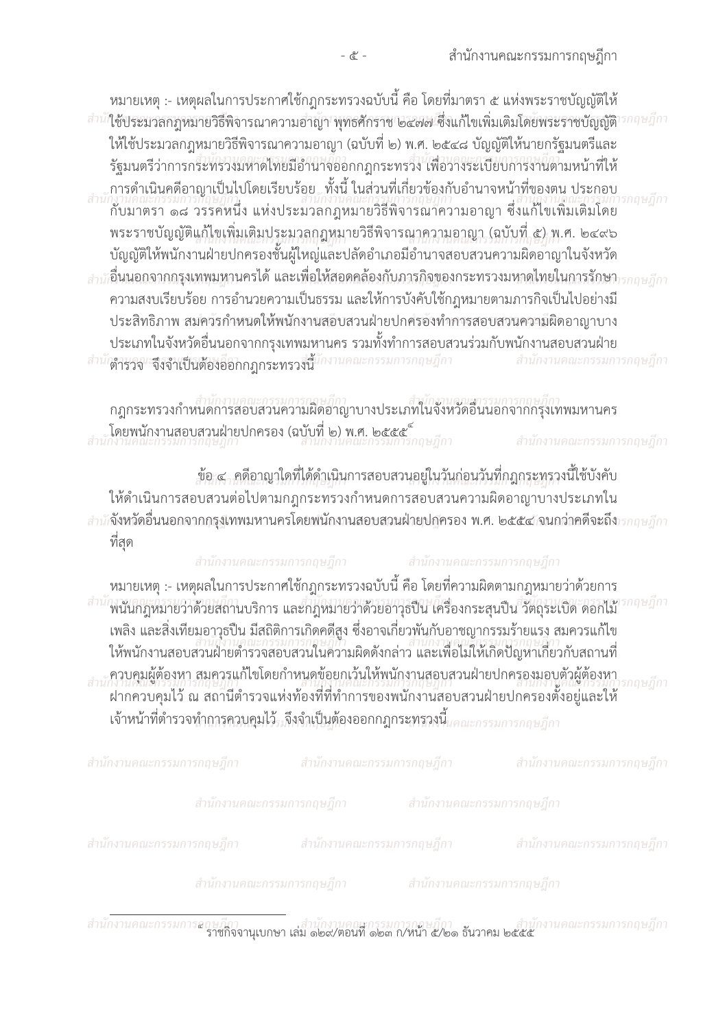หมายเหตุ :- เหตุผลในการประกาศใช้กฎกระทรวงฉบับนี้ คือ โดยที่มาตรา ๕ แห่งพระราชบัญญัติให้ใช้ประมวลกฎหมายวิธีพิจารณาความอาญา พุทธศักราช ๒๔๗๗ ซึ่งแก้ไขเพิ่มเติมโดยพระราชบัญญัติให้ใช้ประมวลกฎหมายวิธีพิจารณาความอาญา (ฉบับที่ ๒) พ.ศ. ๒๕๔๘ บัญญัติให้นายกรัฐมนตรีและรัฐมนตรีว่าการกระทรวงมหาดไทยมีอำนาจออกกฎกระทรวง เพื่อวางระเบียบการงานตามหน้าที่ให้การดำเนินคดีอาญาเป็นไปโดยเรียบร้อย ทั้งนี้ ในส่วนที่เกี่ยวข้องกับอำนาจหน้าที่ของตน ประกอบกับมาตรา ๑๘ วรรคหนึ่ง แห่งประมวลกฎหมายวิธีพิจารณาความอาญา ซึ่งแก้ไขเพิ่มเติมโดยพระราชบัญญัติแก้ไขเพิ่มเติมประมวลกฎหมายวิธีพิจารณาความอาญา (ฉบับที่ ๕) พ.ศ. ๒๔๙๖ บัญญัติให้พนักงานฝ่ายปกครองชั้นผู้ใหญ่และปลัดอำเภอมีอำนาจสอบสวนความผิดอาญาในจังหวัดอื่นนอกจากกรุงเทพมหานครได้ และเพื่อให้สอดคล้องกับภารกิจของกระทรวงมหาดไทยในการรักษาความสงบเรียบร้อย การอำนวยความเป็นธรรม และให้การบังคับใช้กฎหมายตามภารกิจเป็นไปอย่างมีประสิทธิภาพ สมควรกำหนดให้พนักงานสอบสวนฝ่ายปกครองทำการสอบสวนความผิดอาญาบางประเภทในจังหวัดอื่นนอกจากกรุงเทพมหานคร รวมทั้งทำการสอบสวนร่วมกับพนักงานสอบสวนฝ่ายตำรวจ จึงจำเป็นต้องออกกฎกระทรวงนี้

กฎกระทรวงกำหนดการสอบสวนความผิดอาญาบางประเภทในจังหวัดอื่นนอกจากกรุงเทพมหานคร โดยพนักงานสอบสวนฝ่ายปกครอง (ฉบับที่ ๒) พ.ศ. ๒๕๕๕[๕]

ข้อ ๔ คดีอาญาใดที่ได้ดำเนินการสอบสวนอยู่ในวันก่อนวันที่กฎกระทรวงนี้ใช้บังคับ ให้ดำเนินการสอบสวนต่อไปตามกฎกระทรวงกำหนดการสอบสวนความผิดอาญาบางประเภทในจังหวัดอื่นนอกจากกรุงเทพมหานครโดยพนักงานสอบสวนฝ่ายปกครอง พ.ศ. ๒๕๕๔ จนกว่าคดีจะถึงที่สุด

หมายเหตุ :- เหตุผลในการประกาศใช้กฎกระทรวงฉบับนี้ คือ โดยที่ความผิดตามกฎหมายว่าด้วยการพนันกฎหมายว่าด้วยสถานบริการ และกฎหมายว่าด้วยอาวุธปืน เครื่องกระสุนปืน วัตถุระเบิด ดอกไม้เพลิง และสิ่งเทียมอาวุธปืน มีสถิติการเกิดคดีสูง ซึ่งอาจเกี่ยวพันกับอาชญากรรมร้ายแรง สมควรแก้ไขให้พนักงานสอบสวนฝ่ายตำรวจสอบสวนในความผิดดังกล่าว และเพื่อไม่ให้เกิดปัญหาเกี่ยวกับสถานที่ควบคุมผู้ต้องหา สมควรแก้ไขโดยกำหนดข้อยกเว้นให้พนักงานสอบสวนฝ่ายปกครองมอบตัวผู้ต้องหาฝากควบคุมไว้ ณ สถานีตำรวจแห่งท้องที่ที่ทำการของพนักงานสอบสวนฝ่ายปกครองตั้งอยู่และให้เจ้าหน้าที่ตำรวจทำการควบคุมไว้ จึงจำเป็นต้องออกกฎกระทรวงนี้

---

[๕] ราชกิจจานุเบกษา เล่ม ๑๒๙/ตอนที่ ๑๒๓ ก/หน้า ๕/๒๑ ธันวาคม ๒๕๕๕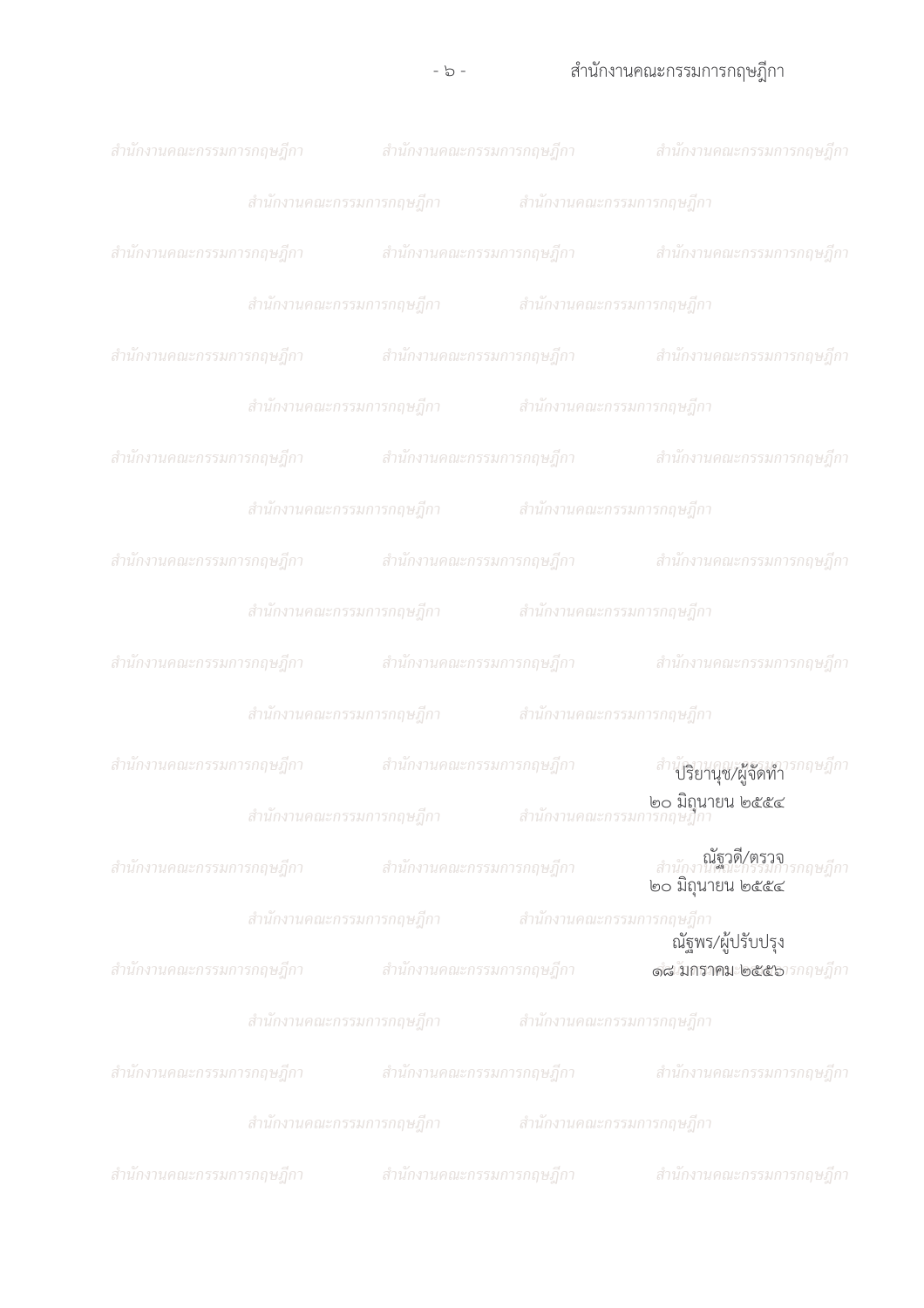ปริยานุช/ผู้จัดทำ
๒๐ มิถุนายน ๒๕๕๔

ณัฐวดี/ตรวจ
๒๐ มิถุนายน ๒๕๕๔

ณัฐพร/ผู้ปรับปรุง
๑๘ มกราคม ๒๕๕๖